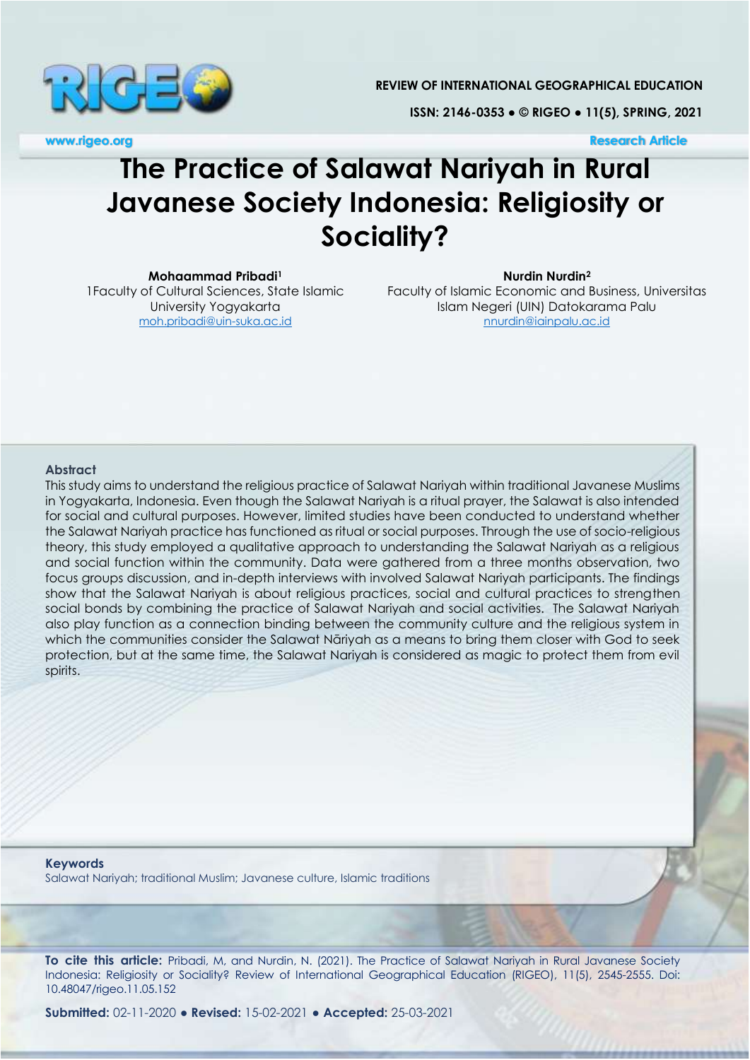REVIEW OF INTERNATIONAL GEOGRAPHICAL EDUCATION

ISSN: 2146-0353 ● © RIGEO ● 11(5), SPRING, 2021

www.rigeo.org **Research Article**

# The Practice of Salawat Nariyah in Rural Javanese Society Indonesia: Religiosity or Sociality?

**Mohaammad Pribadi[1]**
1Faculty of Cultural Sciences, State Islamic University Yogyakarta
moh.pribadi@uin-suka.ac.id

**Nurdin Nurdin[2]**
Faculty of Islamic Economic and Business, Universitas Islam Negeri (UIN) Datokarama Palu
nnurdin@iainpalu.ac.id

## Abstract

This study aims to understand the religious practice of Salawat Nariyah within traditional Javanese Muslims in Yogyakarta, Indonesia. Even though the Salawat Nariyah is a ritual prayer, the Salawat is also intended for social and cultural purposes. However, limited studies have been conducted to understand whether the Salawat Nariyah practice has functioned as ritual or social purposes. Through the use of socio-religious theory, this study employed a qualitative approach to understanding the Salawat Nariyah as a religious and social function within the community. Data were gathered from a three months observation, two focus groups discussion, and in-depth interviews with involved Salawat Nariyah participants. The findings show that the Salawat Nariyah is about religious practices, social and cultural practices to strengthen social bonds by combining the practice of Salawat Nariyah and social activities. The Salawat Nariyah also play function as a connection binding between the community culture and the religious system in which the communities consider the Salawat Nāriyah as a means to bring them closer with God to seek protection, but at the same time, the Salawat Nariyah is considered as magic to protect them from evil spirits.

**Keywords**
Salawat Nariyah; traditional Muslim; Javanese culture, Islamic traditions

**To cite this article:** Pribadi, M, and Nurdin, N. (2021). The Practice of Salawat Nariyah in Rural Javanese Society Indonesia: Religiosity or Sociality? Review of International Geographical Education (RIGEO), 11(5), 2545-2555. Doi: 10.48047/rigeo.11.05.152

**Submitted:** 02-11-2020 ● **Revised:** 15-02-2021 ● **Accepted:** 25-03-2021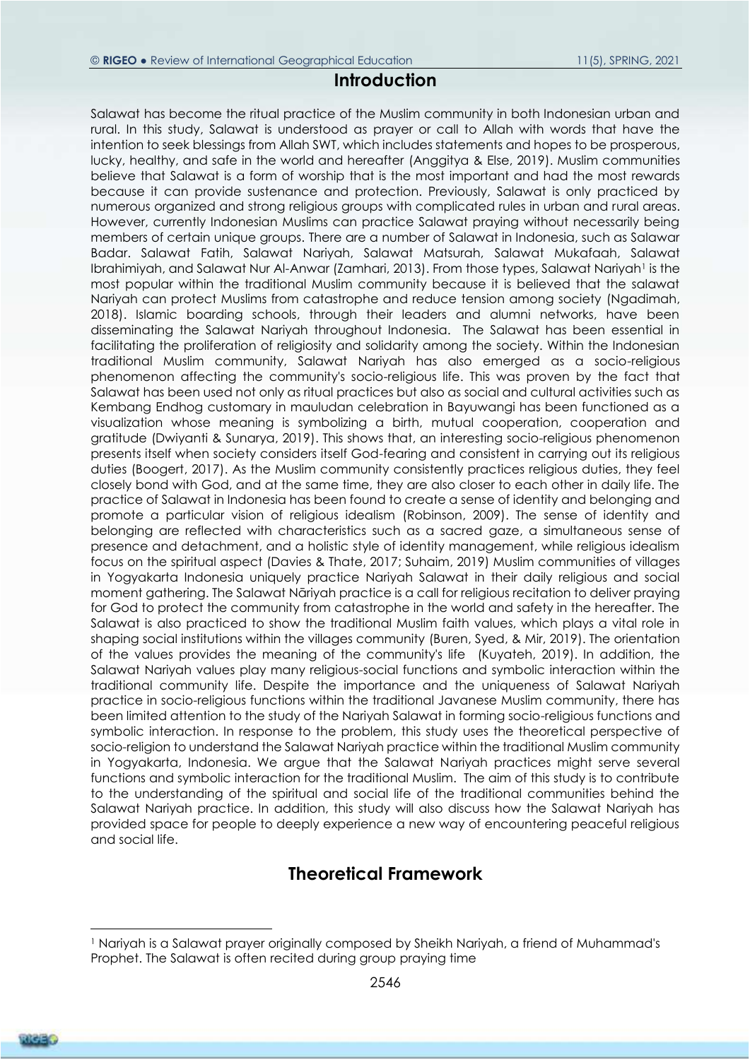## Introduction

Salawat has become the ritual practice of the Muslim community in both Indonesian urban and rural. In this study, Salawat is understood as prayer or call to Allah with words that have the intention to seek blessings from Allah SWT, which includes statements and hopes to be prosperous, lucky, healthy, and safe in the world and hereafter (Anggitya & Else, 2019). Muslim communities believe that Salawat is a form of worship that is the most important and had the most rewards because it can provide sustenance and protection. Previously, Salawat is only practiced by numerous organized and strong religious groups with complicated rules in urban and rural areas. However, currently Indonesian Muslims can practice Salawat praying without necessarily being members of certain unique groups. There are a number of Salawat in Indonesia, such as Salawar Badar. Salawat Fatih, Salawat Nariyah, Salawat Matsurah, Salawat Mukafaah, Salawat Ibrahimiyah, and Salawat Nur Al-Anwar (Zamhari, 2013). From those types, Salawat Nariyah[1] is the most popular within the traditional Muslim community because it is believed that the salawat Nariyah can protect Muslims from catastrophe and reduce tension among society (Ngadimah, 2018). Islamic boarding schools, through their leaders and alumni networks, have been disseminating the Salawat Nariyah throughout Indonesia. The Salawat has been essential in facilitating the proliferation of religiosity and solidarity among the society. Within the Indonesian traditional Muslim community, Salawat Nariyah has also emerged as a socio-religious phenomenon affecting the community's socio-religious life. This was proven by the fact that Salawat has been used not only as ritual practices but also as social and cultural activities such as Kembang Endhog customary in mauludan celebration in Bayuwangi has been functioned as a visualization whose meaning is symbolizing a birth, mutual cooperation, cooperation and gratitude (Dwiyanti & Sunarya, 2019). This shows that, an interesting socio-religious phenomenon presents itself when society considers itself God-fearing and consistent in carrying out its religious duties (Boogert, 2017). As the Muslim community consistently practices religious duties, they feel closely bond with God, and at the same time, they are also closer to each other in daily life. The practice of Salawat in Indonesia has been found to create a sense of identity and belonging and promote a particular vision of religious idealism (Robinson, 2009). The sense of identity and belonging are reflected with characteristics such as a sacred gaze, a simultaneous sense of presence and detachment, and a holistic style of identity management, while religious idealism focus on the spiritual aspect (Davies & Thate, 2017; Suhaim, 2019) Muslim communities of villages in Yogyakarta Indonesia uniquely practice Nariyah Salawat in their daily religious and social moment gathering. The Salawat Nāriyah practice is a call for religious recitation to deliver praying for God to protect the community from catastrophe in the world and safety in the hereafter. The Salawat is also practiced to show the traditional Muslim faith values, which plays a vital role in shaping social institutions within the villages community (Buren, Syed, & Mir, 2019). The orientation of the values provides the meaning of the community's life (Kuyateh, 2019). In addition, the Salawat Nariyah values play many religious-social functions and symbolic interaction within the traditional community life. Despite the importance and the uniqueness of Salawat Nariyah practice in socio-religious functions within the traditional Javanese Muslim community, there has been limited attention to the study of the Nariyah Salawat in forming socio-religious functions and symbolic interaction. In response to the problem, this study uses the theoretical perspective of socio-religion to understand the Salawat Nariyah practice within the traditional Muslim community in Yogyakarta, Indonesia. We argue that the Salawat Nariyah practices might serve several functions and symbolic interaction for the traditional Muslim. The aim of this study is to contribute to the understanding of the spiritual and social life of the traditional communities behind the Salawat Nariyah practice. In addition, this study will also discuss how the Salawat Nariyah has provided space for people to deeply experience a new way of encountering peaceful religious and social life.

## Theoretical Framework

[1] Nariyah is a Salawat prayer originally composed by Sheikh Nariyah, a friend of Muhammad's Prophet. The Salawat is often recited during group praying time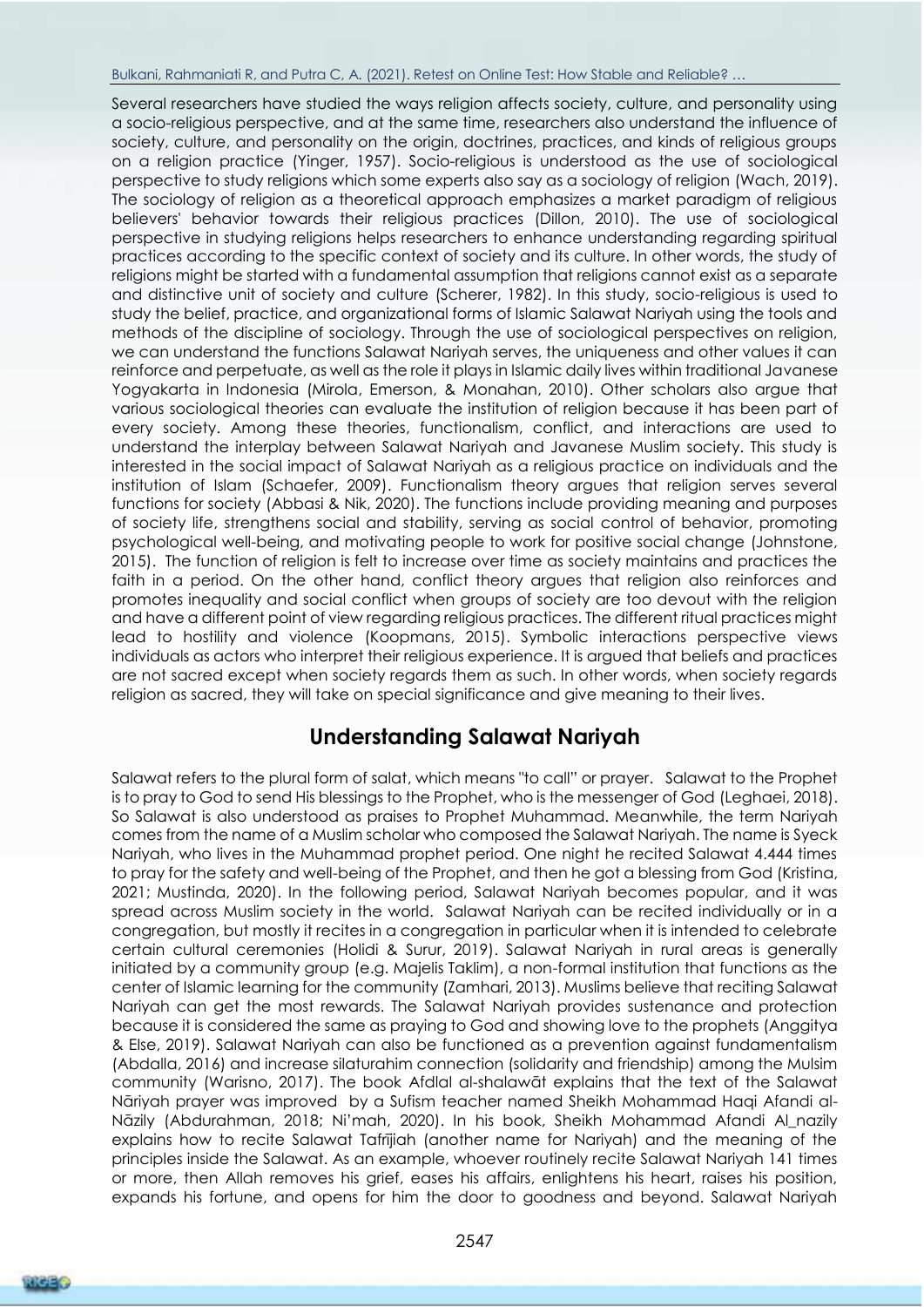Several researchers have studied the ways religion affects society, culture, and personality using a socio-religious perspective, and at the same time, researchers also understand the influence of society, culture, and personality on the origin, doctrines, practices, and kinds of religious groups on a religion practice (Yinger, 1957). Socio-religious is understood as the use of sociological perspective to study religions which some experts also say as a sociology of religion (Wach, 2019). The sociology of religion as a theoretical approach emphasizes a market paradigm of religious believers' behavior towards their religious practices (Dillon, 2010). The use of sociological perspective in studying religions helps researchers to enhance understanding regarding spiritual practices according to the specific context of society and its culture. In other words, the study of religions might be started with a fundamental assumption that religions cannot exist as a separate and distinctive unit of society and culture (Scherer, 1982). In this study, socio-religious is used to study the belief, practice, and organizational forms of Islamic Salawat Nariyah using the tools and methods of the discipline of sociology. Through the use of sociological perspectives on religion, we can understand the functions Salawat Nariyah serves, the uniqueness and other values it can reinforce and perpetuate, as well as the role it plays in Islamic daily lives within traditional Javanese Yogyakarta in Indonesia (Mirola, Emerson, & Monahan, 2010). Other scholars also argue that various sociological theories can evaluate the institution of religion because it has been part of every society. Among these theories, functionalism, conflict, and interactions are used to understand the interplay between Salawat Nariyah and Javanese Muslim society. This study is interested in the social impact of Salawat Nariyah as a religious practice on individuals and the institution of Islam (Schaefer, 2009). Functionalism theory argues that religion serves several functions for society (Abbasi & Nik, 2020). The functions include providing meaning and purposes of society life, strengthens social and stability, serving as social control of behavior, promoting psychological well-being, and motivating people to work for positive social change (Johnstone, 2015). The function of religion is felt to increase over time as society maintains and practices the faith in a period. On the other hand, conflict theory argues that religion also reinforces and promotes inequality and social conflict when groups of society are too devout with the religion and have a different point of view regarding religious practices. The different ritual practices might lead to hostility and violence (Koopmans, 2015). Symbolic interactions perspective views individuals as actors who interpret their religious experience. It is argued that beliefs and practices are not sacred except when society regards them as such. In other words, when society regards religion as sacred, they will take on special significance and give meaning to their lives.

## Understanding Salawat Nariyah

Salawat refers to the plural form of salat, which means "to call" or prayer. Salawat to the Prophet is to pray to God to send His blessings to the Prophet, who is the messenger of God (Leghaei, 2018). So Salawat is also understood as praises to Prophet Muhammad. Meanwhile, the term Nariyah comes from the name of a Muslim scholar who composed the Salawat Nariyah. The name is Syeck Nariyah, who lives in the Muhammad prophet period. One night he recited Salawat 4.444 times to pray for the safety and well-being of the Prophet, and then he got a blessing from God (Kristina, 2021; Mustinda, 2020). In the following period, Salawat Nariyah becomes popular, and it was spread across Muslim society in the world. Salawat Nariyah can be recited individually or in a congregation, but mostly it recites in a congregation in particular when it is intended to celebrate certain cultural ceremonies (Holidi & Surur, 2019). Salawat Nariyah in rural areas is generally initiated by a community group (e.g. Majelis Taklim), a non-formal institution that functions as the center of Islamic learning for the community (Zamhari, 2013). Muslims believe that reciting Salawat Nariyah can get the most rewards. The Salawat Nariyah provides sustenance and protection because it is considered the same as praying to God and showing love to the prophets (Anggitya & Else, 2019). Salawat Nariyah can also be functioned as a prevention against fundamentalism (Abdalla, 2016) and increase silaturahim connection (solidarity and friendship) among the Mulsim community (Warisno, 2017). The book Afdlal al-shalawāt explains that the text of the Salawat Nāriyah prayer was improved by a Sufism teacher named Sheikh Mohammad Haqi Afandi al-Nāzily (Abdurahman, 2018; Ni'mah, 2020). In his book, Sheikh Mohammad Afandi Al_nazily explains how to recite Salawat Tafrījiah (another name for Nariyah) and the meaning of the principles inside the Salawat. As an example, whoever routinely recite Salawat Nariyah 141 times or more, then Allah removes his grief, eases his affairs, enlightens his heart, raises his position, expands his fortune, and opens for him the door to goodness and beyond. Salawat Nariyah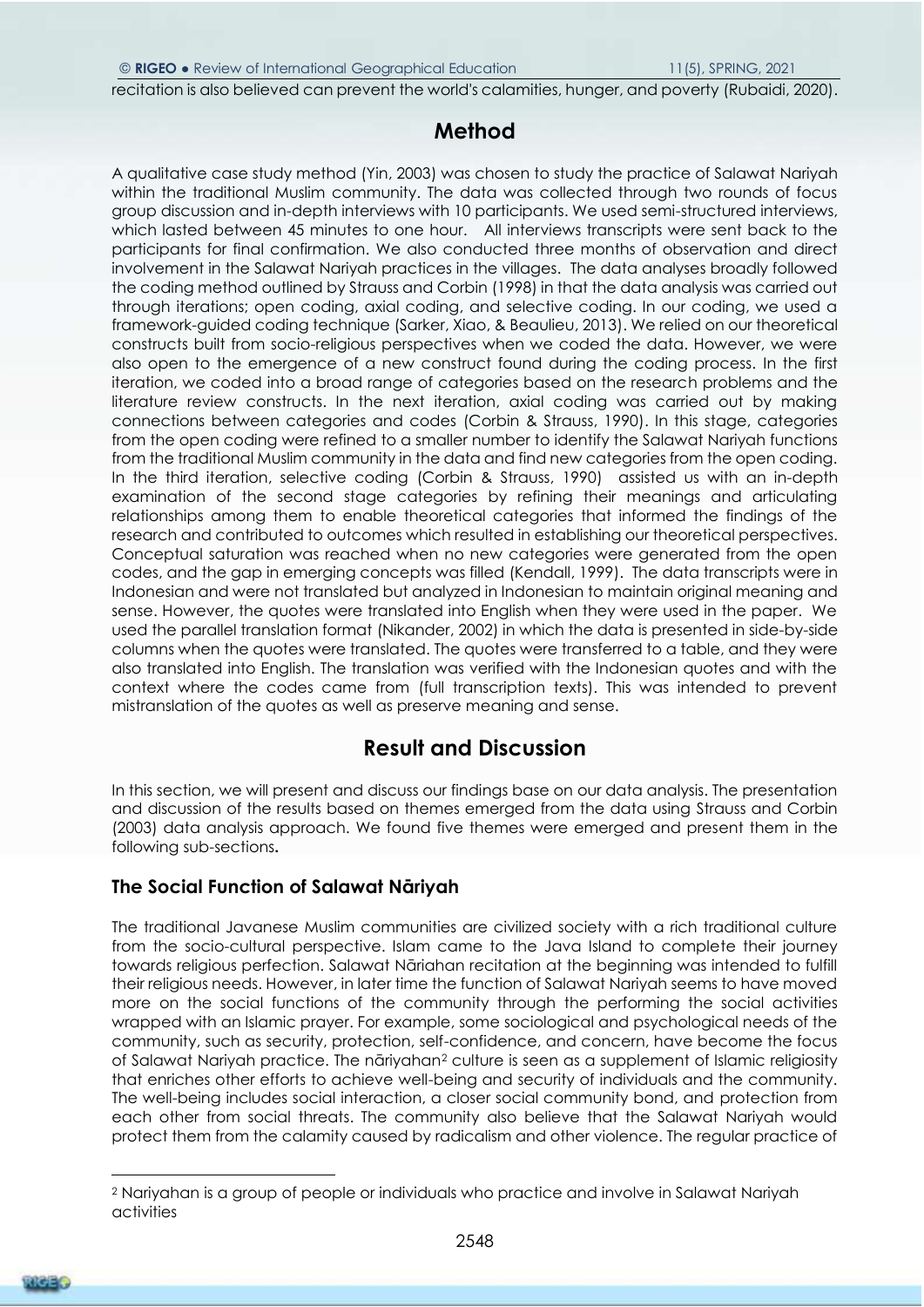recitation is also believed can prevent the world's calamities, hunger, and poverty (Rubaidi, 2020).

## Method

A qualitative case study method (Yin, 2003) was chosen to study the practice of Salawat Nariyah within the traditional Muslim community. The data was collected through two rounds of focus group discussion and in-depth interviews with 10 participants. We used semi-structured interviews, which lasted between 45 minutes to one hour. All interviews transcripts were sent back to the participants for final confirmation. We also conducted three months of observation and direct involvement in the Salawat Nariyah practices in the villages. The data analyses broadly followed the coding method outlined by Strauss and Corbin (1998) in that the data analysis was carried out through iterations; open coding, axial coding, and selective coding. In our coding, we used a framework-guided coding technique (Sarker, Xiao, & Beaulieu, 2013). We relied on our theoretical constructs built from socio-religious perspectives when we coded the data. However, we were also open to the emergence of a new construct found during the coding process. In the first iteration, we coded into a broad range of categories based on the research problems and the literature review constructs. In the next iteration, axial coding was carried out by making connections between categories and codes (Corbin & Strauss, 1990). In this stage, categories from the open coding were refined to a smaller number to identify the Salawat Nariyah functions from the traditional Muslim community in the data and find new categories from the open coding. In the third iteration, selective coding (Corbin & Strauss, 1990) assisted us with an in-depth examination of the second stage categories by refining their meanings and articulating relationships among them to enable theoretical categories that informed the findings of the research and contributed to outcomes which resulted in establishing our theoretical perspectives. Conceptual saturation was reached when no new categories were generated from the open codes, and the gap in emerging concepts was filled (Kendall, 1999). The data transcripts were in Indonesian and were not translated but analyzed in Indonesian to maintain original meaning and sense. However, the quotes were translated into English when they were used in the paper. We used the parallel translation format (Nikander, 2002) in which the data is presented in side-by-side columns when the quotes were translated. The quotes were transferred to a table, and they were also translated into English. The translation was verified with the Indonesian quotes and with the context where the codes came from (full transcription texts). This was intended to prevent mistranslation of the quotes as well as preserve meaning and sense.

## Result and Discussion

In this section, we will present and discuss our findings base on our data analysis. The presentation and discussion of the results based on themes emerged from the data using Strauss and Corbin (2003) data analysis approach. We found five themes were emerged and present them in the following sub-sections**.**

### The Social Function of Salawat Nāriyah

The traditional Javanese Muslim communities are civilized society with a rich traditional culture from the socio-cultural perspective. Islam came to the Java Island to complete their journey towards religious perfection. Salawat Nāriahan recitation at the beginning was intended to fulfill their religious needs. However, in later time the function of Salawat Nariyah seems to have moved more on the social functions of the community through the performing the social activities wrapped with an Islamic prayer. For example, some sociological and psychological needs of the community, such as security, protection, self-confidence, and concern, have become the focus of Salawat Nariyah practice. The nāriyahan[2] culture is seen as a supplement of Islamic religiosity that enriches other efforts to achieve well-being and security of individuals and the community. The well-being includes social interaction, a closer social community bond, and protection from each other from social threats. The community also believe that the Salawat Nariyah would protect them from the calamity caused by radicalism and other violence. The regular practice of

[2] Nariyahan is a group of people or individuals who practice and involve in Salawat Nariyah activities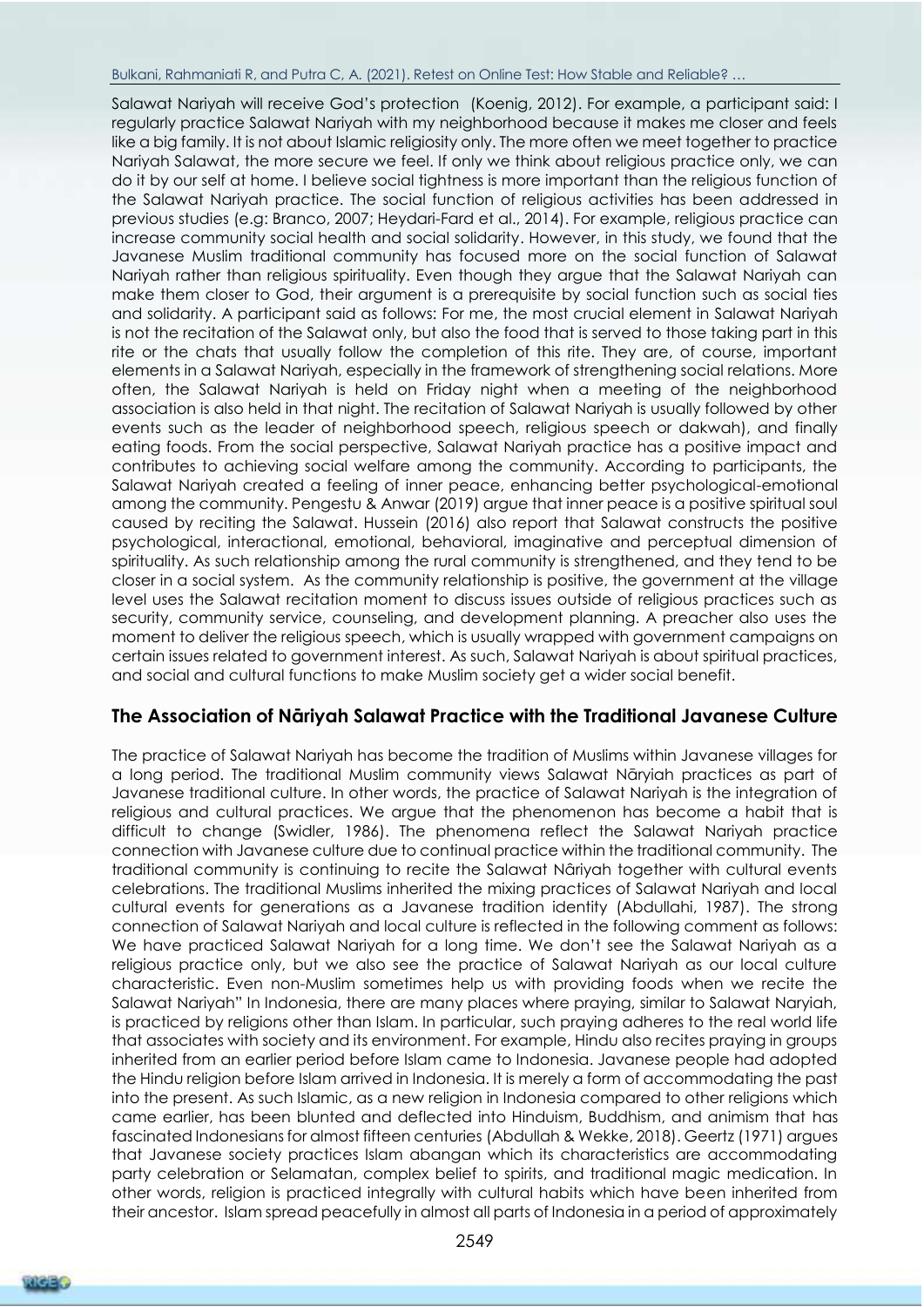Salawat Nariyah will receive God's protection (Koenig, 2012). For example, a participant said: I regularly practice Salawat Nariyah with my neighborhood because it makes me closer and feels like a big family. It is not about Islamic religiosity only. The more often we meet together to practice Nariyah Salawat, the more secure we feel. If only we think about religious practice only, we can do it by our self at home. I believe social tightness is more important than the religious function of the Salawat Nariyah practice. The social function of religious activities has been addressed in previous studies (e.g: Branco, 2007; Heydari-Fard et al., 2014). For example, religious practice can increase community social health and social solidarity. However, in this study, we found that the Javanese Muslim traditional community has focused more on the social function of Salawat Nariyah rather than religious spirituality. Even though they argue that the Salawat Nariyah can make them closer to God, their argument is a prerequisite by social function such as social ties and solidarity. A participant said as follows: For me, the most crucial element in Salawat Nariyah is not the recitation of the Salawat only, but also the food that is served to those taking part in this rite or the chats that usually follow the completion of this rite. They are, of course, important elements in a Salawat Nariyah, especially in the framework of strengthening social relations. More often, the Salawat Nariyah is held on Friday night when a meeting of the neighborhood association is also held in that night. The recitation of Salawat Nariyah is usually followed by other events such as the leader of neighborhood speech, religious speech or dakwah), and finally eating foods. From the social perspective, Salawat Nariyah practice has a positive impact and contributes to achieving social welfare among the community. According to participants, the Salawat Nariyah created a feeling of inner peace, enhancing better psychological-emotional among the community. Pengestu & Anwar (2019) argue that inner peace is a positive spiritual soul caused by reciting the Salawat. Hussein (2016) also report that Salawat constructs the positive psychological, interactional, emotional, behavioral, imaginative and perceptual dimension of spirituality. As such relationship among the rural community is strengthened, and they tend to be closer in a social system. As the community relationship is positive, the government at the village level uses the Salawat recitation moment to discuss issues outside of religious practices such as security, community service, counseling, and development planning. A preacher also uses the moment to deliver the religious speech, which is usually wrapped with government campaigns on certain issues related to government interest. As such, Salawat Nariyah is about spiritual practices, and social and cultural functions to make Muslim society get a wider social benefit.

## The Association of Nāriyah Salawat Practice with the Traditional Javanese Culture

The practice of Salawat Nariyah has become the tradition of Muslims within Javanese villages for a long period. The traditional Muslim community views Salawat Nāryiah practices as part of Javanese traditional culture. In other words, the practice of Salawat Nariyah is the integration of religious and cultural practices. We argue that the phenomenon has become a habit that is difficult to change (Swidler, 1986). The phenomena reflect the Salawat Nariyah practice connection with Javanese culture due to continual practice within the traditional community. The traditional community is continuing to recite the Salawat Nâriyah together with cultural events celebrations. The traditional Muslims inherited the mixing practices of Salawat Nariyah and local cultural events for generations as a Javanese tradition identity (Abdullahi, 1987). The strong connection of Salawat Nariyah and local culture is reflected in the following comment as follows: We have practiced Salawat Nariyah for a long time. We don't see the Salawat Nariyah as a religious practice only, but we also see the practice of Salawat Nariyah as our local culture characteristic. Even non-Muslim sometimes help us with providing foods when we recite the Salawat Nariyah" In Indonesia, there are many places where praying, similar to Salawat Naryiah, is practiced by religions other than Islam. In particular, such praying adheres to the real world life that associates with society and its environment. For example, Hindu also recites praying in groups inherited from an earlier period before Islam came to Indonesia. Javanese people had adopted the Hindu religion before Islam arrived in Indonesia. It is merely a form of accommodating the past into the present. As such Islamic, as a new religion in Indonesia compared to other religions which came earlier, has been blunted and deflected into Hinduism, Buddhism, and animism that has fascinated Indonesians for almost fifteen centuries (Abdullah & Wekke, 2018). Geertz (1971) argues that Javanese society practices Islam abangan which its characteristics are accommodating party celebration or Selamatan, complex belief to spirits, and traditional magic medication. In other words, religion is practiced integrally with cultural habits which have been inherited from their ancestor. Islam spread peacefully in almost all parts of Indonesia in a period of approximately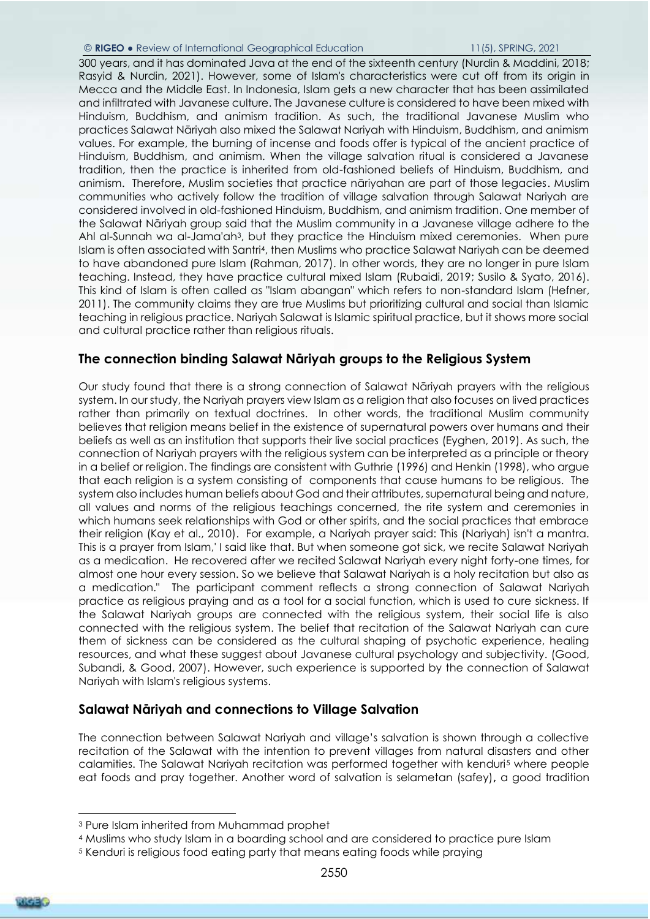300 years, and it has dominated Java at the end of the sixteenth century (Nurdin & Maddini, 2018; Rasyid & Nurdin, 2021). However, some of Islam's characteristics were cut off from its origin in Mecca and the Middle East. In Indonesia, Islam gets a new character that has been assimilated and infiltrated with Javanese culture. The Javanese culture is considered to have been mixed with Hinduism, Buddhism, and animism tradition. As such, the traditional Javanese Muslim who practices Salawat Nāriyah also mixed the Salawat Nariyah with Hinduism, Buddhism, and animism values. For example, the burning of incense and foods offer is typical of the ancient practice of Hinduism, Buddhism, and animism. When the village salvation ritual is considered a Javanese tradition, then the practice is inherited from old-fashioned beliefs of Hinduism, Buddhism, and animism. Therefore, Muslim societies that practice nāriyahan are part of those legacies. Muslim communities who actively follow the tradition of village salvation through Salawat Nariyah are considered involved in old-fashioned Hinduism, Buddhism, and animism tradition. One member of the Salawat Nāriyah group said that the Muslim community in a Javanese village adhere to the Ahl al-Sunnah wa al-Jama'ah[3], but they practice the Hinduism mixed ceremonies. When pure Islam is often associated with Santri[4], then Muslims who practice Salawat Nariyah can be deemed to have abandoned pure Islam (Rahman, 2017). In other words, they are no longer in pure Islam teaching. Instead, they have practice cultural mixed Islam (Rubaidi, 2019; Susilo & Syato, 2016). This kind of Islam is often called as "Islam abangan" which refers to non-standard Islam (Hefner, 2011). The community claims they are true Muslims but prioritizing cultural and social than Islamic teaching in religious practice. Nariyah Salawat is Islamic spiritual practice, but it shows more social and cultural practice rather than religious rituals.

## The connection binding Salawat Nāriyah groups to the Religious System

Our study found that there is a strong connection of Salawat Nāriyah prayers with the religious system. In our study, the Nariyah prayers view Islam as a religion that also focuses on lived practices rather than primarily on textual doctrines. In other words, the traditional Muslim community believes that religion means belief in the existence of supernatural powers over humans and their beliefs as well as an institution that supports their live social practices (Eyghen, 2019). As such, the connection of Nariyah prayers with the religious system can be interpreted as a principle or theory in a belief or religion. The findings are consistent with Guthrie (1996) and Henkin (1998), who argue that each religion is a system consisting of components that cause humans to be religious. The system also includes human beliefs about God and their attributes, supernatural being and nature, all values and norms of the religious teachings concerned, the rite system and ceremonies in which humans seek relationships with God or other spirits, and the social practices that embrace their religion (Kay et al., 2010). For example, a Nariyah prayer said: This (Nariyah) isn't a mantra. This is a prayer from Islam,' I said like that. But when someone got sick, we recite Salawat Nariyah as a medication. He recovered after we recited Salawat Nariyah every night forty-one times, for almost one hour every session. So we believe that Salawat Nariyah is a holy recitation but also as a medication." The participant comment reflects a strong connection of Salawat Nariyah practice as religious praying and as a tool for a social function, which is used to cure sickness. If the Salawat Nariyah groups are connected with the religious system, their social life is also connected with the religious system. The belief that recitation of the Salawat Nariyah can cure them of sickness can be considered as the cultural shaping of psychotic experience, healing resources, and what these suggest about Javanese cultural psychology and subjectivity. (Good, Subandi, & Good, 2007). However, such experience is supported by the connection of Salawat Nariyah with Islam's religious systems.

## Salawat Nāriyah and connections to Village Salvation

The connection between Salawat Nariyah and village's salvation is shown through a collective recitation of the Salawat with the intention to prevent villages from natural disasters and other calamities. The Salawat Nariyah recitation was performed together with kenduri[5] where people eat foods and pray together. Another word of salvation is selametan (safey), a good tradition

---

[3] Pure Islam inherited from Muhammad prophet

[4] Muslims who study Islam in a boarding school and are considered to practice pure Islam

[5] Kenduri is religious food eating party that means eating foods while praying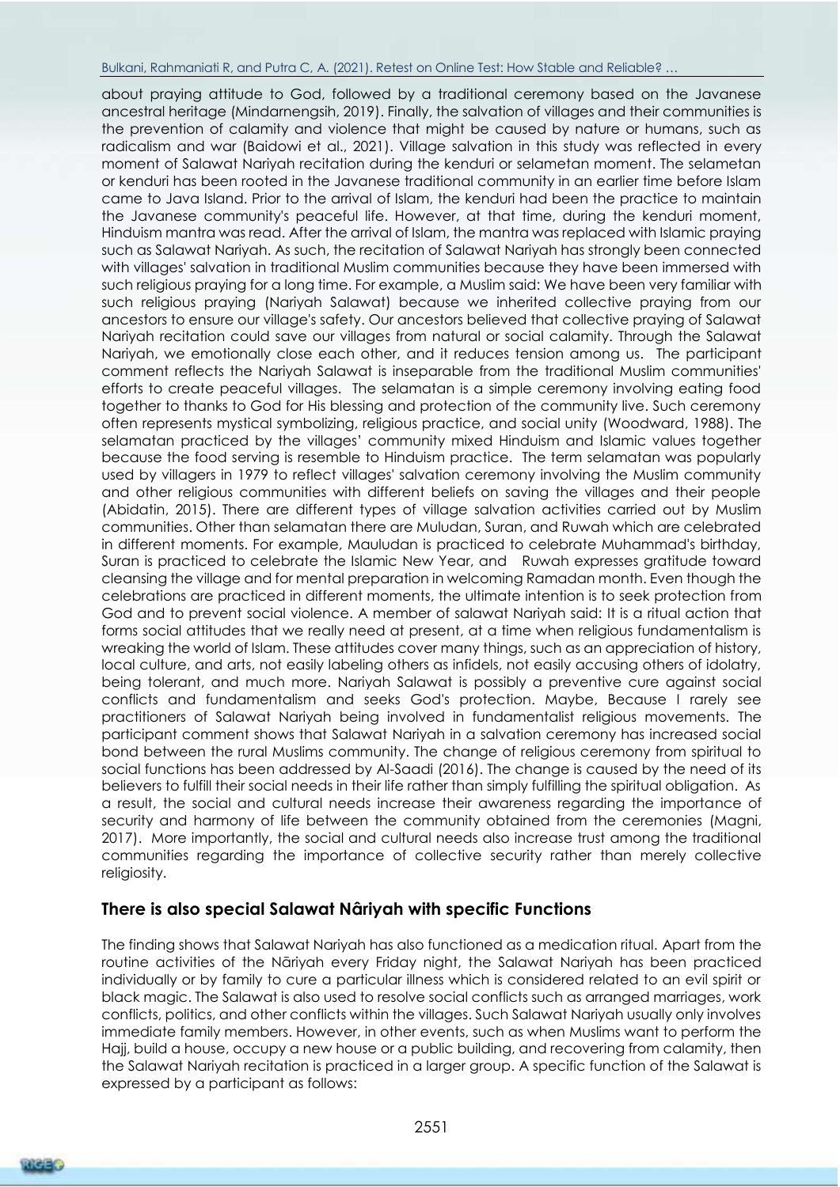about praying attitude to God, followed by a traditional ceremony based on the Javanese ancestral heritage (Mindarnengsih, 2019). Finally, the salvation of villages and their communities is the prevention of calamity and violence that might be caused by nature or humans, such as radicalism and war (Baidowi et al., 2021). Village salvation in this study was reflected in every moment of Salawat Nariyah recitation during the kenduri or selametan moment. The selametan or kenduri has been rooted in the Javanese traditional community in an earlier time before Islam came to Java Island. Prior to the arrival of Islam, the kenduri had been the practice to maintain the Javanese community's peaceful life. However, at that time, during the kenduri moment, Hinduism mantra was read. After the arrival of Islam, the mantra was replaced with Islamic praying such as Salawat Nariyah. As such, the recitation of Salawat Nariyah has strongly been connected with villages' salvation in traditional Muslim communities because they have been immersed with such religious praying for a long time. For example, a Muslim said: We have been very familiar with such religious praying (Nariyah Salawat) because we inherited collective praying from our ancestors to ensure our village's safety. Our ancestors believed that collective praying of Salawat Nariyah recitation could save our villages from natural or social calamity. Through the Salawat Nariyah, we emotionally close each other, and it reduces tension among us. The participant comment reflects the Nariyah Salawat is inseparable from the traditional Muslim communities' efforts to create peaceful villages. The selamatan is a simple ceremony involving eating food together to thanks to God for His blessing and protection of the community live. Such ceremony often represents mystical symbolizing, religious practice, and social unity (Woodward, 1988). The selamatan practiced by the villages' community mixed Hinduism and Islamic values together because the food serving is resemble to Hinduism practice. The term selamatan was popularly used by villagers in 1979 to reflect villages' salvation ceremony involving the Muslim community and other religious communities with different beliefs on saving the villages and their people (Abidatin, 2015). There are different types of village salvation activities carried out by Muslim communities. Other than selamatan there are Muludan, Suran, and Ruwah which are celebrated in different moments. For example, Mauludan is practiced to celebrate Muhammad's birthday, Suran is practiced to celebrate the Islamic New Year, and Ruwah expresses gratitude toward cleansing the village and for mental preparation in welcoming Ramadan month. Even though the celebrations are practiced in different moments, the ultimate intention is to seek protection from God and to prevent social violence. A member of salawat Nariyah said: It is a ritual action that forms social attitudes that we really need at present, at a time when religious fundamentalism is wreaking the world of Islam. These attitudes cover many things, such as an appreciation of history, local culture, and arts, not easily labeling others as infidels, not easily accusing others of idolatry, being tolerant, and much more. Nariyah Salawat is possibly a preventive cure against social conflicts and fundamentalism and seeks God's protection. Maybe, Because I rarely see practitioners of Salawat Nariyah being involved in fundamentalist religious movements. The participant comment shows that Salawat Nariyah in a salvation ceremony has increased social bond between the rural Muslims community. The change of religious ceremony from spiritual to social functions has been addressed by Al-Saadi (2016). The change is caused by the need of its believers to fulfill their social needs in their life rather than simply fulfilling the spiritual obligation. As a result, the social and cultural needs increase their awareness regarding the importance of security and harmony of life between the community obtained from the ceremonies (Magni, 2017). More importantly, the social and cultural needs also increase trust among the traditional communities regarding the importance of collective security rather than merely collective religiosity.

## There is also special Salawat Nâriyah with specific Functions

The finding shows that Salawat Nariyah has also functioned as a medication ritual. Apart from the routine activities of the Nāriyah every Friday night, the Salawat Nariyah has been practiced individually or by family to cure a particular illness which is considered related to an evil spirit or black magic. The Salawat is also used to resolve social conflicts such as arranged marriages, work conflicts, politics, and other conflicts within the villages. Such Salawat Nariyah usually only involves immediate family members. However, in other events, such as when Muslims want to perform the Hajj, build a house, occupy a new house or a public building, and recovering from calamity, then the Salawat Nariyah recitation is practiced in a larger group. A specific function of the Salawat is expressed by a participant as follows: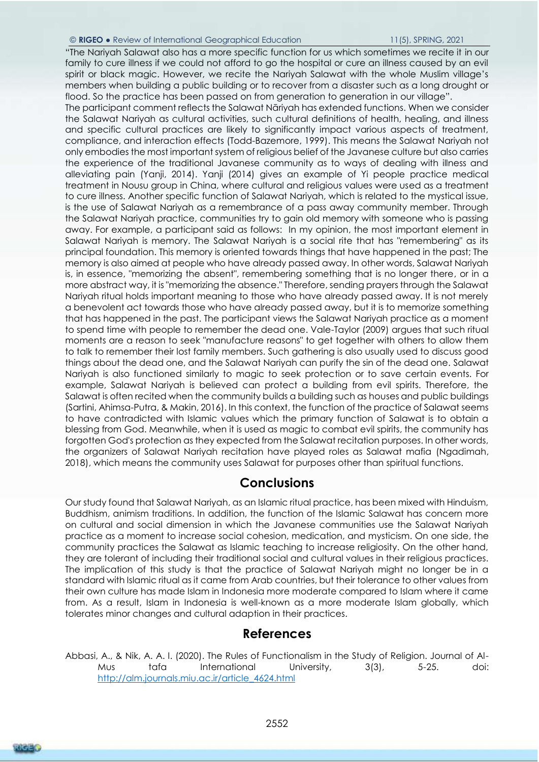"The Nariyah Salawat also has a more specific function for us which sometimes we recite it in our family to cure illness if we could not afford to go the hospital or cure an illness caused by an evil spirit or black magic. However, we recite the Nariyah Salawat with the whole Muslim village's members when building a public building or to recover from a disaster such as a long drought or flood. So the practice has been passed on from generation to generation in our village".

The participant comment reflects the Salawat Nāriyah has extended functions. When we consider the Salawat Nariyah as cultural activities, such cultural definitions of health, healing, and illness and specific cultural practices are likely to significantly impact various aspects of treatment, compliance, and interaction effects (Todd-Bazemore, 1999). This means the Salawat Nariyah not only embodies the most important system of religious belief of the Javanese culture but also carries the experience of the traditional Javanese community as to ways of dealing with illness and alleviating pain (Yanji, 2014). Yanji (2014) gives an example of Yi people practice medical treatment in Nousu group in China, where cultural and religious values were used as a treatment to cure illness. Another specific function of Salawat Nariyah, which is related to the mystical issue, is the use of Salawat Nariyah as a remembrance of a pass away community member. Through the Salawat Nariyah practice, communities try to gain old memory with someone who is passing away. For example, a participant said as follows: In my opinion, the most important element in Salawat Nariyah is memory. The Salawat Nariyah is a social rite that has "remembering" as its principal foundation. This memory is oriented towards things that have happened in the past; The memory is also aimed at people who have already passed away. In other words, Salawat Nariyah is, in essence, "memorizing the absent", remembering something that is no longer there, or in a more abstract way, it is "memorizing the absence." Therefore, sending prayers through the Salawat Nariyah ritual holds important meaning to those who have already passed away. It is not merely a benevolent act towards those who have already passed away, but it is to memorize something that has happened in the past. The participant views the Salawat Nariyah practice as a moment to spend time with people to remember the dead one. Vale-Taylor (2009) argues that such ritual moments are a reason to seek "manufacture reasons" to get together with others to allow them to talk to remember their lost family members. Such gathering is also usually used to discuss good things about the dead one, and the Salawat Nariyah can purify the sin of the dead one. Salawat Nariyah is also functioned similarly to magic to seek protection or to save certain events. For example, Salawat Nariyah is believed can protect a building from evil spirits. Therefore, the Salawat is often recited when the community builds a building such as houses and public buildings (Sartini, Ahimsa-Putra, & Makin, 2016). In this context, the function of the practice of Salawat seems to have contradicted with Islamic values which the primary function of Salawat is to obtain a blessing from God. Meanwhile, when it is used as magic to combat evil spirits, the community has forgotten God's protection as they expected from the Salawat recitation purposes. In other words, the organizers of Salawat Nariyah recitation have played roles as Salawat mafia (Ngadimah, 2018), which means the community uses Salawat for purposes other than spiritual functions.

## Conclusions

Our study found that Salawat Nariyah, as an Islamic ritual practice, has been mixed with Hinduism, Buddhism, animism traditions. In addition, the function of the Islamic Salawat has concern more on cultural and social dimension in which the Javanese communities use the Salawat Nariyah practice as a moment to increase social cohesion, medication, and mysticism. On one side, the community practices the Salawat as Islamic teaching to increase religiosity. On the other hand, they are tolerant of including their traditional social and cultural values in their religious practices. The implication of this study is that the practice of Salawat Nariyah might no longer be in a standard with Islamic ritual as it came from Arab countries, but their tolerance to other values from their own culture has made Islam in Indonesia more moderate compared to Islam where it came from. As a result, Islam in Indonesia is well-known as a more moderate Islam globally, which tolerates minor changes and cultural adaption in their practices.

## References

Abbasi, A., & Nik, A. A. I. (2020). The Rules of Functionalism in the Study of Religion. Journal of Al-Mus tafa International University, 3(3), 5-25. doi: http://alm.journals.miu.ac.ir/article_4624.html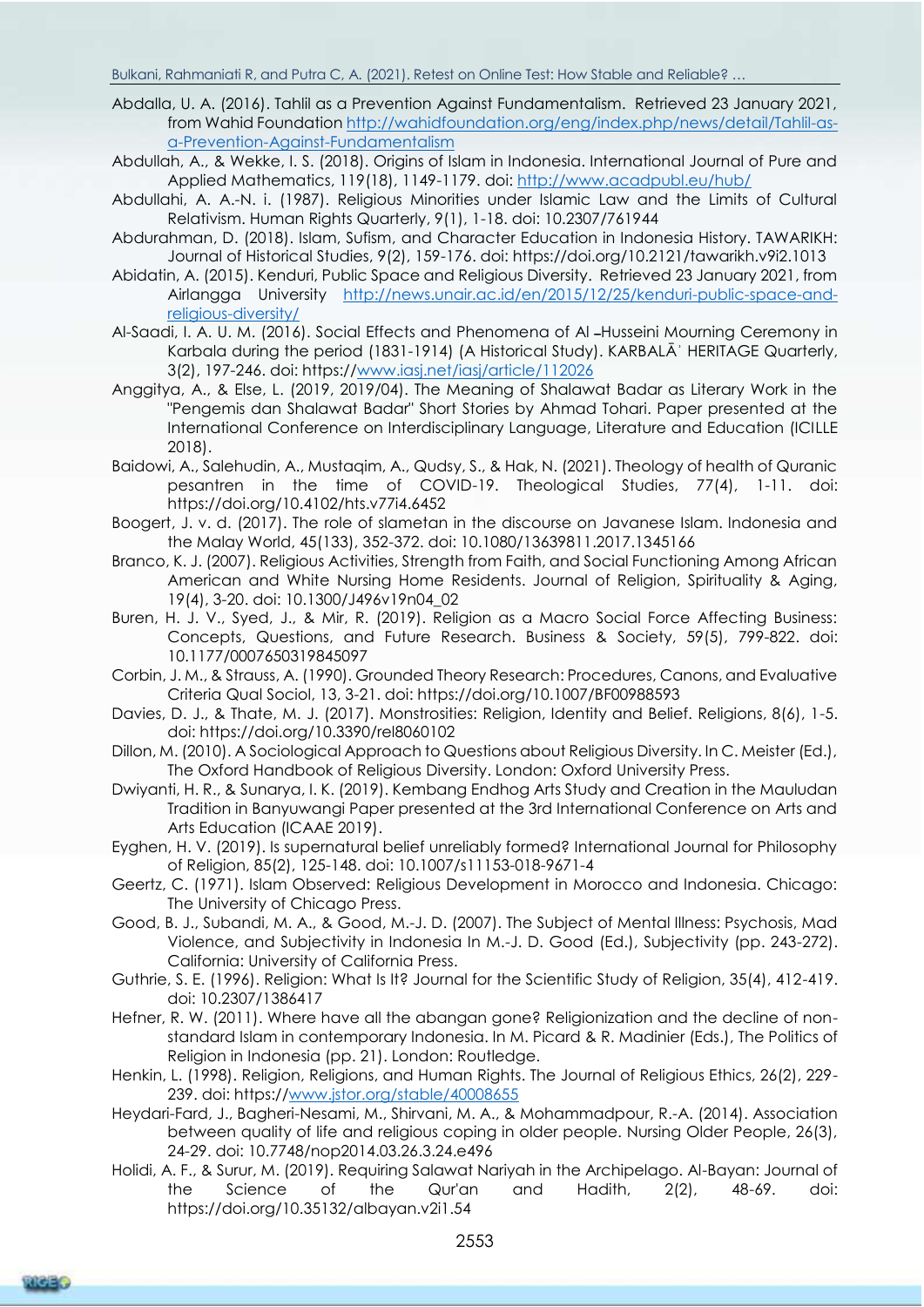Abdalla, U. A. (2016). Tahlil as a Prevention Against Fundamentalism. Retrieved 23 January 2021, from Wahid Foundation http://wahidfoundation.org/eng/index.php/news/detail/Tahlil-as-a-Prevention-Against-Fundamentalism

Abdullah, A., & Wekke, I. S. (2018). Origins of Islam in Indonesia. International Journal of Pure and Applied Mathematics, 119(18), 1149-1179. doi: http://www.acadpubl.eu/hub/

Abdullahi, A. A.-N. i. (1987). Religious Minorities under Islamic Law and the Limits of Cultural Relativism. Human Rights Quarterly, 9(1), 1-18. doi: 10.2307/761944

Abdurahman, D. (2018). Islam, Sufism, and Character Education in Indonesia History. TAWARIKH: Journal of Historical Studies, 9(2), 159-176. doi: https://doi.org/10.2121/tawarikh.v9i2.1013

Abidatin, A. (2015). Kenduri, Public Space and Religious Diversity. Retrieved 23 January 2021, from Airlangga University http://news.unair.ac.id/en/2015/12/25/kenduri-public-space-and-religious-diversity/

Al-Saadi, I. A. U. M. (2016). Social Effects and Phenomena of Al –Husseini Mourning Ceremony in Karbala during the period (1831-1914) (A Historical Study). KARBALĀʾ HERITAGE Quarterly, 3(2), 197-246. doi: https://www.iasj.net/iasj/article/112026

Anggitya, A., & Else, L. (2019, 2019/04). The Meaning of Shalawat Badar as Literary Work in the "Pengemis dan Shalawat Badar" Short Stories by Ahmad Tohari. Paper presented at the International Conference on Interdisciplinary Language, Literature and Education (ICILLE 2018).

Baidowi, A., Salehudin, A., Mustaqim, A., Qudsy, S., & Hak, N. (2021). Theology of health of Quranic pesantren in the time of COVID-19. Theological Studies, 77(4), 1-11. doi: https://doi.org/10.4102/hts.v77i4.6452

Boogert, J. v. d. (2017). The role of slametan in the discourse on Javanese Islam. Indonesia and the Malay World, 45(133), 352-372. doi: 10.1080/13639811.2017.1345166

Branco, K. J. (2007). Religious Activities, Strength from Faith, and Social Functioning Among African American and White Nursing Home Residents. Journal of Religion, Spirituality & Aging, 19(4), 3-20. doi: 10.1300/J496v19n04_02

Buren, H. J. V., Syed, J., & Mir, R. (2019). Religion as a Macro Social Force Affecting Business: Concepts, Questions, and Future Research. Business & Society, 59(5), 799-822. doi: 10.1177/0007650319845097

Corbin, J. M., & Strauss, A. (1990). Grounded Theory Research: Procedures, Canons, and Evaluative Criteria Qual Sociol, 13, 3-21. doi: https://doi.org/10.1007/BF00988593

Davies, D. J., & Thate, M. J. (2017). Monstrosities: Religion, Identity and Belief. Religions, 8(6), 1-5. doi: https://doi.org/10.3390/rel8060102

Dillon, M. (2010). A Sociological Approach to Questions about Religious Diversity. In C. Meister (Ed.), The Oxford Handbook of Religious Diversity. London: Oxford University Press.

Dwiyanti, H. R., & Sunarya, I. K. (2019). Kembang Endhog Arts Study and Creation in the Mauludan Tradition in Banyuwangi Paper presented at the 3rd International Conference on Arts and Arts Education (ICAAE 2019).

Eyghen, H. V. (2019). Is supernatural belief unreliably formed? International Journal for Philosophy of Religion, 85(2), 125-148. doi: 10.1007/s11153-018-9671-4

Geertz, C. (1971). Islam Observed: Religious Development in Morocco and Indonesia. Chicago: The University of Chicago Press.

Good, B. J., Subandi, M. A., & Good, M.-J. D. (2007). The Subject of Mental Illness: Psychosis, Mad Violence, and Subjectivity in Indonesia In M.-J. D. Good (Ed.), Subjectivity (pp. 243-272). California: University of California Press.

Guthrie, S. E. (1996). Religion: What Is It? Journal for the Scientific Study of Religion, 35(4), 412-419. doi: 10.2307/1386417

Hefner, R. W. (2011). Where have all the abangan gone? Religionization and the decline of non-standard Islam in contemporary Indonesia. In M. Picard & R. Madinier (Eds.), The Politics of Religion in Indonesia (pp. 21). London: Routledge.

Henkin, L. (1998). Religion, Religions, and Human Rights. The Journal of Religious Ethics, 26(2), 229-239. doi: https://www.jstor.org/stable/40008655

Heydari-Fard, J., Bagheri-Nesami, M., Shirvani, M. A., & Mohammadpour, R.-A. (2014). Association between quality of life and religious coping in older people. Nursing Older People, 26(3), 24-29. doi: 10.7748/nop2014.03.26.3.24.e496

Holidi, A. F., & Surur, M. (2019). Requiring Salawat Nariyah in the Archipelago. Al-Bayan: Journal of the Science of the Qur'an and Hadith, 2(2), 48-69. doi: https://doi.org/10.35132/albayan.v2i1.54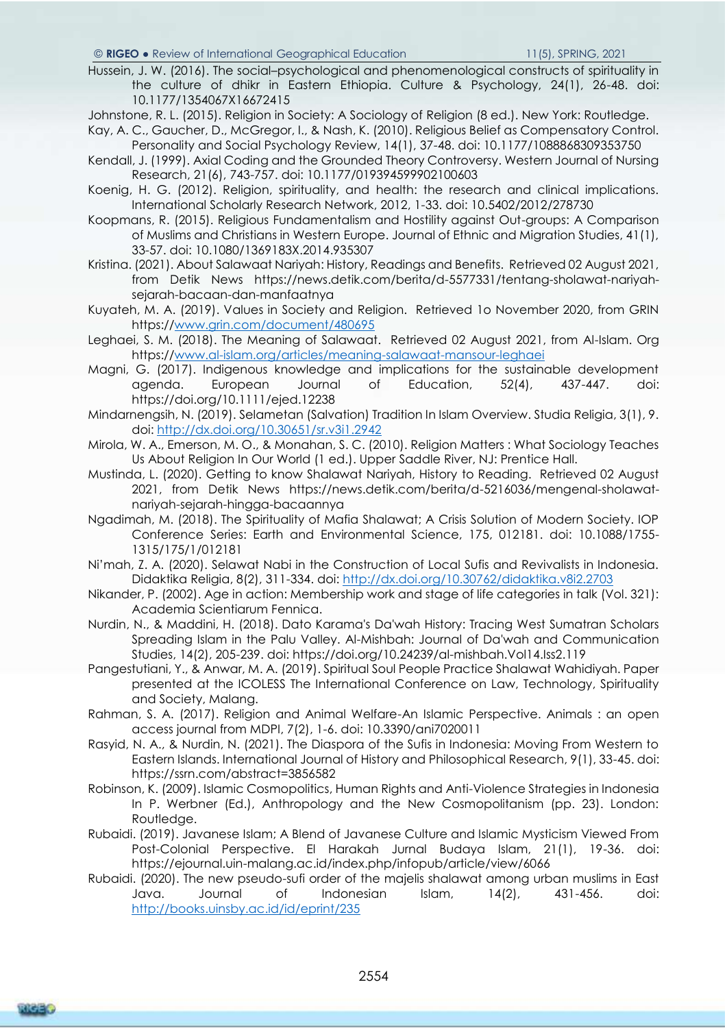Hussein, J. W. (2016). The social–psychological and phenomenological constructs of spirituality in the culture of dhikr in Eastern Ethiopia. Culture & Psychology, 24(1), 26-48. doi: 10.1177/1354067X16672415

Johnstone, R. L. (2015). Religion in Society: A Sociology of Religion (8 ed.). New York: Routledge.

Kay, A. C., Gaucher, D., McGregor, I., & Nash, K. (2010). Religious Belief as Compensatory Control. Personality and Social Psychology Review, 14(1), 37-48. doi: 10.1177/1088868309353750

Kendall, J. (1999). Axial Coding and the Grounded Theory Controversy. Western Journal of Nursing Research, 21(6), 743-757. doi: 10.1177/019394599902100603

Koenig, H. G. (2012). Religion, spirituality, and health: the research and clinical implications. International Scholarly Research Network, 2012, 1-33. doi: 10.5402/2012/278730

Koopmans, R. (2015). Religious Fundamentalism and Hostility against Out-groups: A Comparison of Muslims and Christians in Western Europe. Journal of Ethnic and Migration Studies, 41(1), 33-57. doi: 10.1080/1369183X.2014.935307

Kristina. (2021). About Salawaat Nariyah: History, Readings and Benefits. Retrieved 02 August 2021, from Detik News https://news.detik.com/berita/d-5577331/tentang-sholawat-nariyah-sejarah-bacaan-dan-manfaatnya

Kuyateh, M. A. (2019). Values in Society and Religion. Retrieved 1o November 2020, from GRIN https://www.grin.com/document/480695

Leghaei, S. M. (2018). The Meaning of Salawaat. Retrieved 02 August 2021, from Al-Islam. Org https://www.al-islam.org/articles/meaning-salawaat-mansour-leghaei

Magni, G. (2017). Indigenous knowledge and implications for the sustainable development agenda. European Journal of Education, 52(4), 437-447. doi: https://doi.org/10.1111/ejed.12238

Mindarnengsih, N. (2019). Selametan (Salvation) Tradition In Islam Overview. Studia Religia, 3(1), 9. doi: http://dx.doi.org/10.30651/sr.v3i1.2942

Mirola, W. A., Emerson, M. O., & Monahan, S. C. (2010). Religion Matters : What Sociology Teaches Us About Religion In Our World (1 ed.). Upper Saddle River, NJ: Prentice Hall.

Mustinda, L. (2020). Getting to know Shalawat Nariyah, History to Reading. Retrieved 02 August 2021, from Detik News https://news.detik.com/berita/d-5216036/mengenal-sholawat-nariyah-sejarah-hingga-bacaannya

Ngadimah, M. (2018). The Spirituality of Mafia Shalawat; A Crisis Solution of Modern Society. IOP Conference Series: Earth and Environmental Science, 175, 012181. doi: 10.1088/1755-1315/175/1/012181

Ni'mah, Z. A. (2020). Selawat Nabi in the Construction of Local Sufis and Revivalists in Indonesia. Didaktika Religia, 8(2), 311-334. doi: http://dx.doi.org/10.30762/didaktika.v8i2.2703

Nikander, P. (2002). Age in action: Membership work and stage of life categories in talk (Vol. 321): Academia Scientiarum Fennica.

Nurdin, N., & Maddini, H. (2018). Dato Karama's Da'wah History: Tracing West Sumatran Scholars Spreading Islam in the Palu Valley. Al-Mishbah: Journal of Da'wah and Communication Studies, 14(2), 205-239. doi: https://doi.org/10.24239/al-mishbah.Vol14.Iss2.119

Pangestutiani, Y., & Anwar, M. A. (2019). Spiritual Soul People Practice Shalawat Wahidiyah. Paper presented at the ICOLESS The International Conference on Law, Technology, Spirituality and Society, Malang.

Rahman, S. A. (2017). Religion and Animal Welfare-An Islamic Perspective. Animals : an open access journal from MDPI, 7(2), 1-6. doi: 10.3390/ani7020011

Rasyid, N. A., & Nurdin, N. (2021). The Diaspora of the Sufis in Indonesia: Moving From Western to Eastern Islands. International Journal of History and Philosophical Research, 9(1), 33-45. doi: https://ssrn.com/abstract=3856582

Robinson, K. (2009). Islamic Cosmopolitics, Human Rights and Anti-Violence Strategies in Indonesia In P. Werbner (Ed.), Anthropology and the New Cosmopolitanism (pp. 23). London: Routledge.

Rubaidi. (2019). Javanese Islam; A Blend of Javanese Culture and Islamic Mysticism Viewed From Post-Colonial Perspective. El Harakah Jurnal Budaya Islam, 21(1), 19-36. doi: https://ejournal.uin-malang.ac.id/index.php/infopub/article/view/6066

Rubaidi. (2020). The new pseudo-sufi order of the majelis shalawat among urban muslims in East Java. Journal of Indonesian Islam, 14(2), 431-456. doi: http://books.uinsby.ac.id/id/eprint/235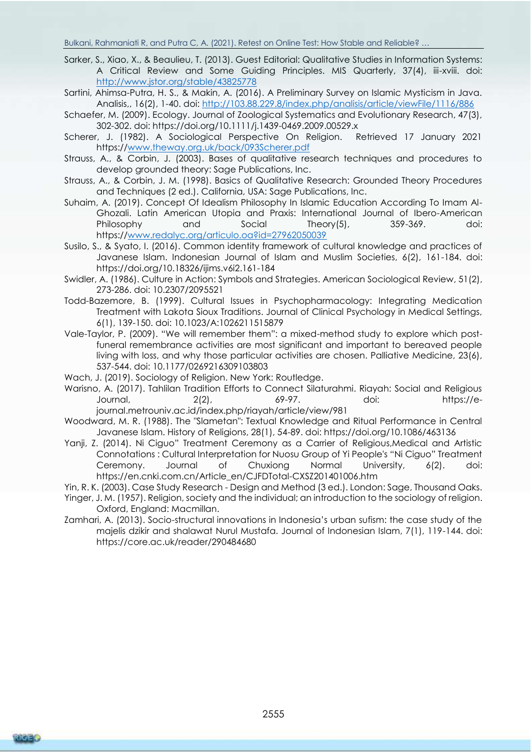Sarker, S., Xiao, X., & Beaulieu, T. (2013). Guest Editorial: Qualitative Studies in Information Systems: A Critical Review and Some Guiding Principles. MIS Quarterly, 37(4), iii-xviii. doi: http://www.jstor.org/stable/43825778

Sartini, Ahimsa-Putra, H. S., & Makin, A. (2016). A Preliminary Survey on Islamic Mysticism in Java. Analisis,, 16(2), 1-40. doi: http://103.88.229.8/index.php/analisis/article/viewFile/1116/886

Schaefer, M. (2009). Ecology. Journal of Zoological Systematics and Evolutionary Research, 47(3), 302-302. doi: https://doi.org/10.1111/j.1439-0469.2009.00529.x

Scherer, J. (1982). A Sociological Perspective On Religion. Retrieved 17 January 2021 https://www.theway.org.uk/back/093Scherer.pdf

Strauss, A., & Corbin, J. (2003). Bases of qualitative research techniques and procedures to develop grounded theory: Sage Publications, Inc.

Strauss, A., & Corbin, J. M. (1998). Basics of Qualitative Research: Grounded Theory Procedures and Techniques (2 ed.). California, USA: Sage Publications, Inc.

Suhaim, A. (2019). Concept Of Idealism Philosophy In Islamic Education According To Imam Al-Ghozali. Latin American Utopia and Praxis: International Journal of Ibero-American Philosophy and Social Theory(5), 359-369. doi: https://www.redalyc.org/articulo.oa?id=27962050039

Susilo, S., & Syato, I. (2016). Common identity framework of cultural knowledge and practices of Javanese Islam. Indonesian Journal of Islam and Muslim Societies, 6(2), 161-184. doi: https://doi.org/10.18326/ijims.v6i2.161-184

Swidler, A. (1986). Culture in Action: Symbols and Strategies. American Sociological Review, 51(2), 273-286. doi: 10.2307/2095521

Todd-Bazemore, B. (1999). Cultural Issues in Psychopharmacology: Integrating Medication Treatment with Lakota Sioux Traditions. Journal of Clinical Psychology in Medical Settings, 6(1), 139-150. doi: 10.1023/A:1026211515879

Vale-Taylor, P. (2009). "We will remember them": a mixed-method study to explore which post-funeral remembrance activities are most significant and important to bereaved people living with loss, and why those particular activities are chosen. Palliative Medicine, 23(6), 537-544. doi: 10.1177/0269216309103803

Wach, J. (2019). Sociology of Religion. New York: Routledge.

Warisno, A. (2017). Tahlilan Tradition Efforts to Connect Silaturahmi. Riayah: Social and Religious Journal, 2(2), 69-97. doi: https://e-journal.metrouniv.ac.id/index.php/riayah/article/view/981

Woodward, M. R. (1988). The "Slametan": Textual Knowledge and Ritual Performance in Central Javanese Islam. History of Religions, 28(1), 54-89. doi: https://doi.org/10.1086/463136

Yanji, Z. (2014). Ni Ciguo" Treatment Ceremony as a Carrier of Religious,Medical and Artistic Connotations : Cultural Interpretation for Nuosu Group of Yi People's "Ni Ciguo" Treatment Ceremony. Journal of Chuxiong Normal University, 6(2). doi: https://en.cnki.com.cn/Article_en/CJFDTotal-CXSZ201401006.htm

Yin, R. K. (2003). Case Study Research - Design and Method (3 ed.). London: Sage, Thousand Oaks.

Yinger, J. M. (1957). Religion, society and the individual; an introduction to the sociology of religion. Oxford, England: Macmillan.

Zamhari, A. (2013). Socio-structural innovations in Indonesia's urban sufism: the case study of the majelis dzikir and shalawat Nurul Mustafa. Journal of Indonesian Islam, 7(1), 119-144. doi: https://core.ac.uk/reader/290484680